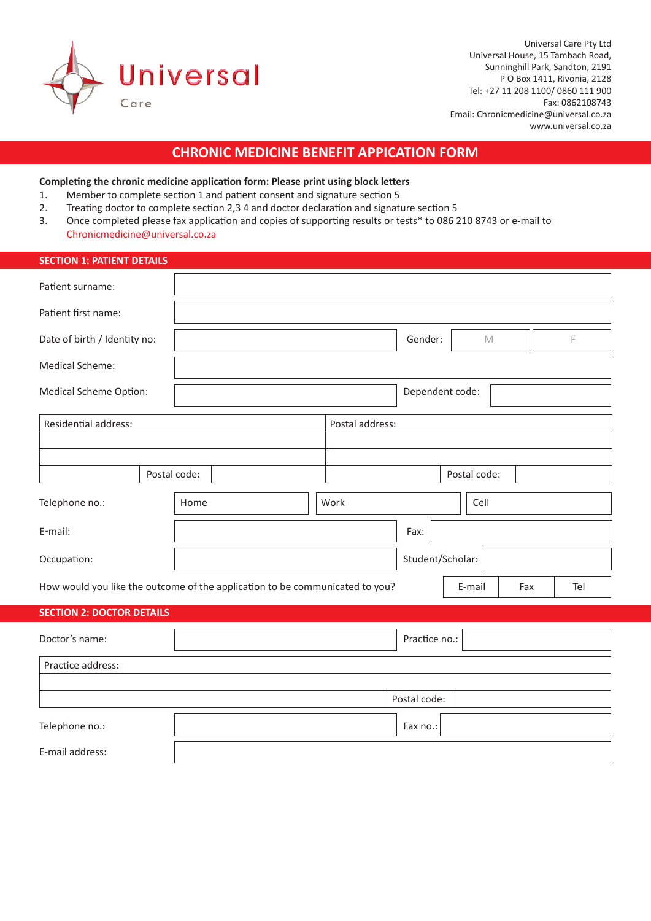Universal
Care

Universal Care Pty Ltd
Universal House, 15 Tambach Road,
Sunninghill Park, Sandton, 2191
P O Box 1411, Rivonia, 2128
Tel: +27 11 208 1100/ 0860 111 900
Fax: 0862108743
Email: Chronicmedicine@universal.co.za
www.universal.co.za

# CHRONIC MEDICINE BENEFIT APPICATION FORM

**Completing the chronic medicine application form: Please print using block letters**

1. Member to complete section 1 and patient consent and signature section 5
2. Treating doctor to complete section 2,3 4 and doctor declaration and signature section 5
3. Once completed please fax application and copies of supporting results or tests* to 086 210 8743 or e-mail to Chronicmedicine@universal.co.za

## SECTION 1: PATIENT DETAILS

| | | | | |
|---|---|---|---|---|
| Patient surname: | | | | |
| Patient first name: | | | | |
| Date of birth / Identity no: | | Gender: | M | F |
| Medical Scheme: | | | | |
| Medical Scheme Option: | | Dependent code: | | |

| Residential address: | | Postal address: | |
|---|---|---|---|
| | | | |
| | | | |
| | Postal code: | | Postal code: |

| | | | |
|---|---|---|---|
| Telephone no.: | Home | Work | Cell |
| E-mail: | | Fax: | |
| Occupation: | | Student/Scholar: | |

How would you like the outcome of the application to be communicated to you? | E-mail | Fax | Tel |

## SECTION 2: DOCTOR DETAILS

| | | | |
|---|---|---|---|
| Doctor's name: | | Practice no.: | |

| Practice address: | |
|---|---|
| | |
| | Postal code: |

| | | | |
|---|---|---|---|
| Telephone no.: | | Fax no.: | |
| E-mail address: | | | |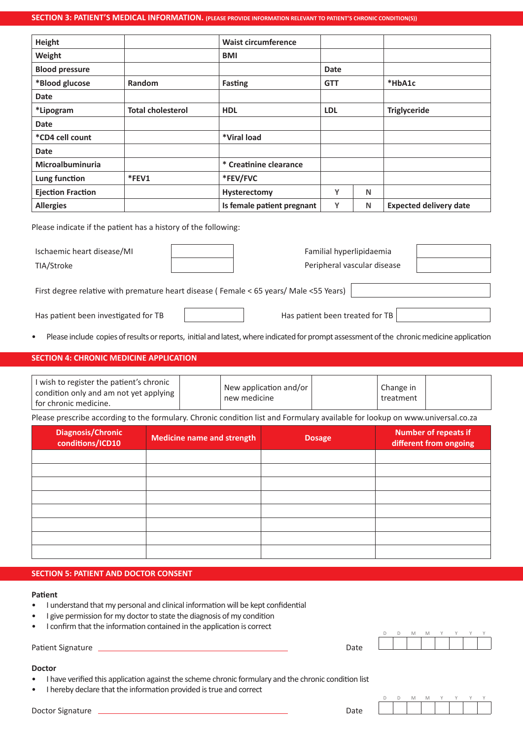## SECTION 3: PATIENT'S MEDICAL INFORMATION. (PLEASE PROVIDE INFORMATION RELEVANT TO PATIENT'S CHRONIC CONDITION(S))

| | | | | | |
|---|---|---|---|---|---|
| **Height** | | **Waist circumference** | | | |
| **Weight** | | **BMI** | | | |
| **Blood pressure** | | | **Date** | | |
| ***Blood glucose** | **Random** | **Fasting** | **GTT** | | ***HbA1c** |
| **Date** | | | | | |
| ***Lipogram** | **Total cholesterol** | **HDL** | **LDL** | | **Triglyceride** |
| **Date** | | | | | |
| ***CD4 cell count** | | ***Viral load** | | | |
| **Date** | | | | | |
| **Microalbuminuria** | | *** Creatinine clearance** | | | |
| **Lung function** | ***FEV1** | ***FEV/FVC** | | | |
| **Ejection Fraction** | | **Hysterectomy** | **Y** | **N** | |
| **Allergies** | | **Is female patient pregnant** | **Y** | **N** | **Expected delivery date** |

Please indicate if the patient has a history of the following:

| | | | |
|---|---|---|---|
| Ischaemic heart disease/MI | | Familial hyperlipidaemia | |
| TIA/Stroke | | Peripheral vascular disease | |

First degree relative with premature heart disease ( Female < 65 years/ Male <55 Years)

Has patient been investigated for TB

Has patient been treated for TB

- Please include copies of results or reports, initial and latest, where indicated for prompt assessment of the chronic medicine application

## SECTION 4: CHRONIC MEDICINE APPLICATION

| | | | | | |
|---|---|---|---|---|---|
| I wish to register the patient's chronic condition only and am not yet applying for chronic medicine. | | New application and/or new medicine | | Change in treatment | |

Please prescribe according to the formulary. Chronic condition list and Formulary available for lookup on www.universal.co.za

| Diagnosis/Chronic conditions/ICD10 | Medicine name and strength | Dosage | Number of repeats if different from ongoing |
|---|---|---|---|
| | | | |
| | | | |
| | | | |
| | | | |
| | | | |
| | | | |
| | | | |
| | | | |

## SECTION 5: PATIENT AND DOCTOR CONSENT

**Patient**

- I understand that my personal and clinical information will be kept confidential
- I give permission for my doctor to state the diagnosis of my condition
- I confirm that the information contained in the application is correct

Patient Signature \_\_\_\_\_\_\_\_\_\_\_\_\_\_\_\_\_\_\_\_\_\_\_\_\_\_\_\_ Date D D M M Y Y Y Y

**Doctor**

- I have verified this application against the scheme chronic formulary and the chronic condition list
- I hereby declare that the information provided is true and correct

Doctor Signature \_\_\_\_\_\_\_\_\_\_\_\_\_\_\_\_\_\_\_\_\_\_\_\_\_\_\_\_ Date D D M M Y Y Y Y